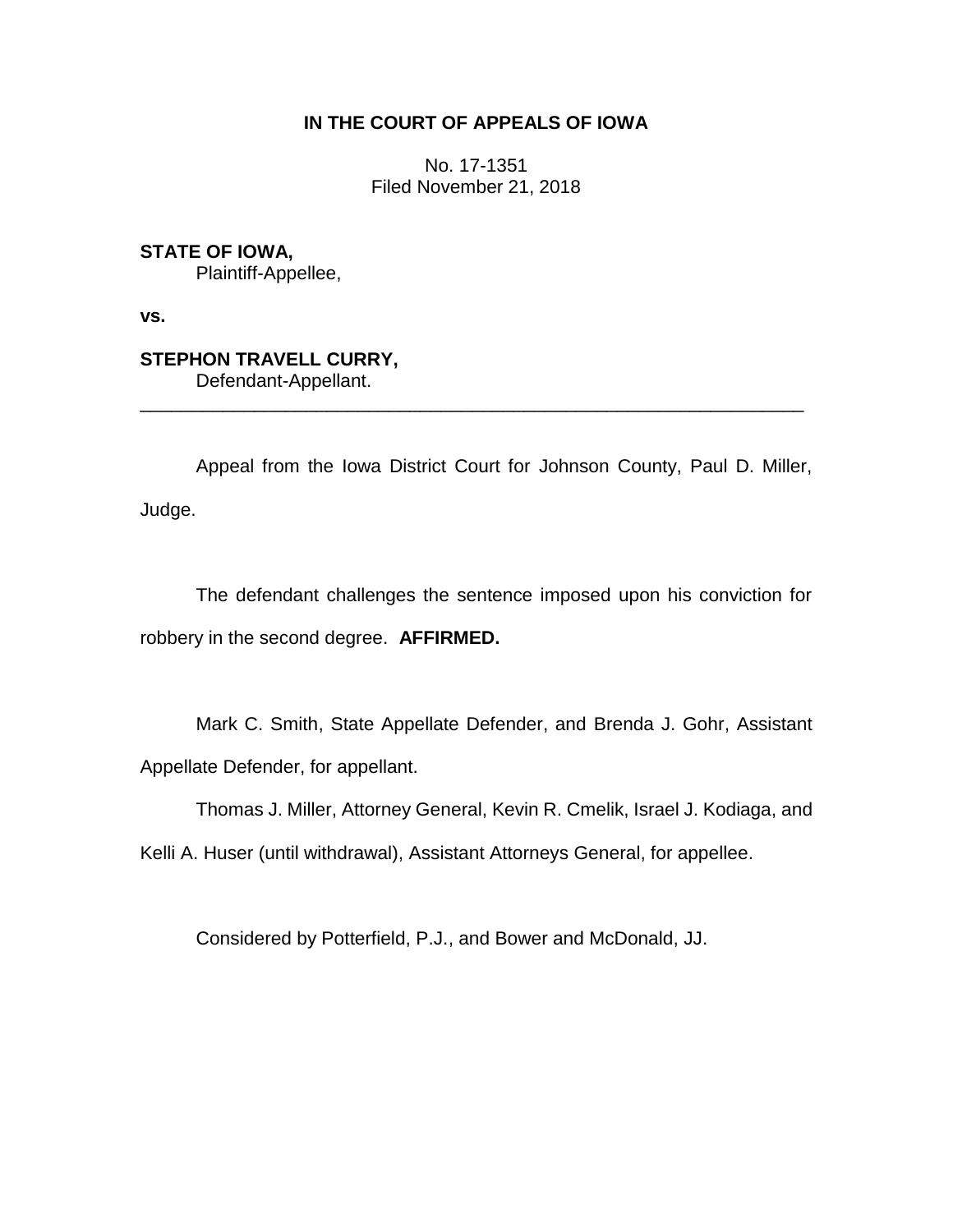**IN THE COURT OF APPEALS OF IOWA**

No. 17-1351
Filed November 21, 2018

**STATE OF IOWA,**
Plaintiff-Appellee,

**vs.**

**STEPHON TRAVELL CURRY,**
Defendant-Appellant.

---

Appeal from the Iowa District Court for Johnson County, Paul D. Miller, Judge.

The defendant challenges the sentence imposed upon his conviction for robbery in the second degree. **AFFIRMED.**

Mark C. Smith, State Appellate Defender, and Brenda J. Gohr, Assistant Appellate Defender, for appellant.

Thomas J. Miller, Attorney General, Kevin R. Cmelik, Israel J. Kodiaga, and Kelli A. Huser (until withdrawal), Assistant Attorneys General, for appellee.

Considered by Potterfield, P.J., and Bower and McDonald, JJ.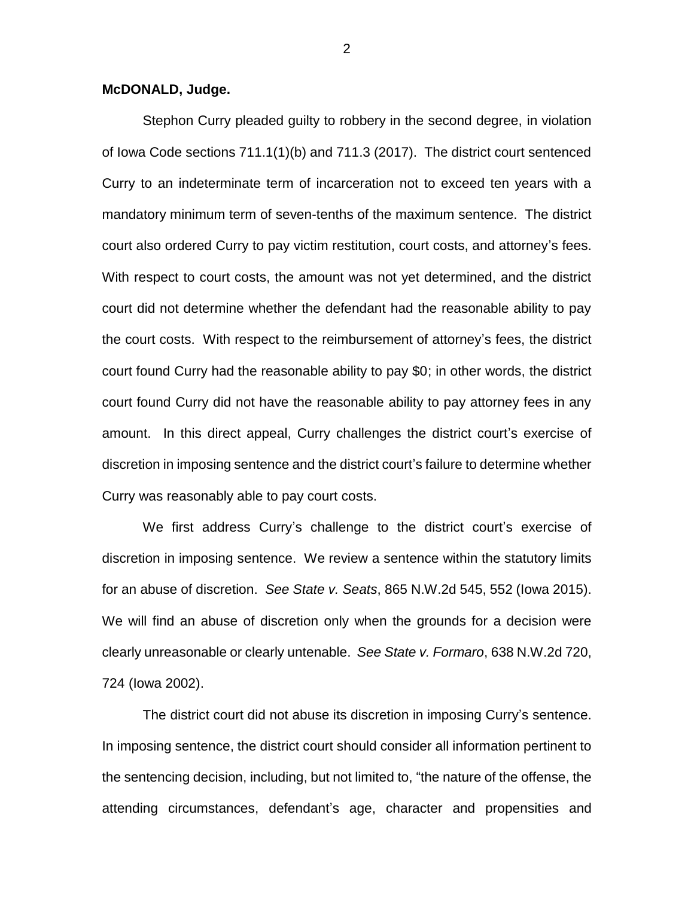**McDONALD, Judge.**

Stephon Curry pleaded guilty to robbery in the second degree, in violation of Iowa Code sections 711.1(1)(b) and 711.3 (2017). The district court sentenced Curry to an indeterminate term of incarceration not to exceed ten years with a mandatory minimum term of seven-tenths of the maximum sentence. The district court also ordered Curry to pay victim restitution, court costs, and attorney's fees. With respect to court costs, the amount was not yet determined, and the district court did not determine whether the defendant had the reasonable ability to pay the court costs. With respect to the reimbursement of attorney's fees, the district court found Curry had the reasonable ability to pay $0; in other words, the district court found Curry did not have the reasonable ability to pay attorney fees in any amount. In this direct appeal, Curry challenges the district court's exercise of discretion in imposing sentence and the district court's failure to determine whether Curry was reasonably able to pay court costs.

We first address Curry's challenge to the district court's exercise of discretion in imposing sentence. We review a sentence within the statutory limits for an abuse of discretion. *See State v. Seats*, 865 N.W.2d 545, 552 (Iowa 2015). We will find an abuse of discretion only when the grounds for a decision were clearly unreasonable or clearly untenable. *See State v. Formaro*, 638 N.W.2d 720, 724 (Iowa 2002).

The district court did not abuse its discretion in imposing Curry's sentence. In imposing sentence, the district court should consider all information pertinent to the sentencing decision, including, but not limited to, "the nature of the offense, the attending circumstances, defendant's age, character and propensities and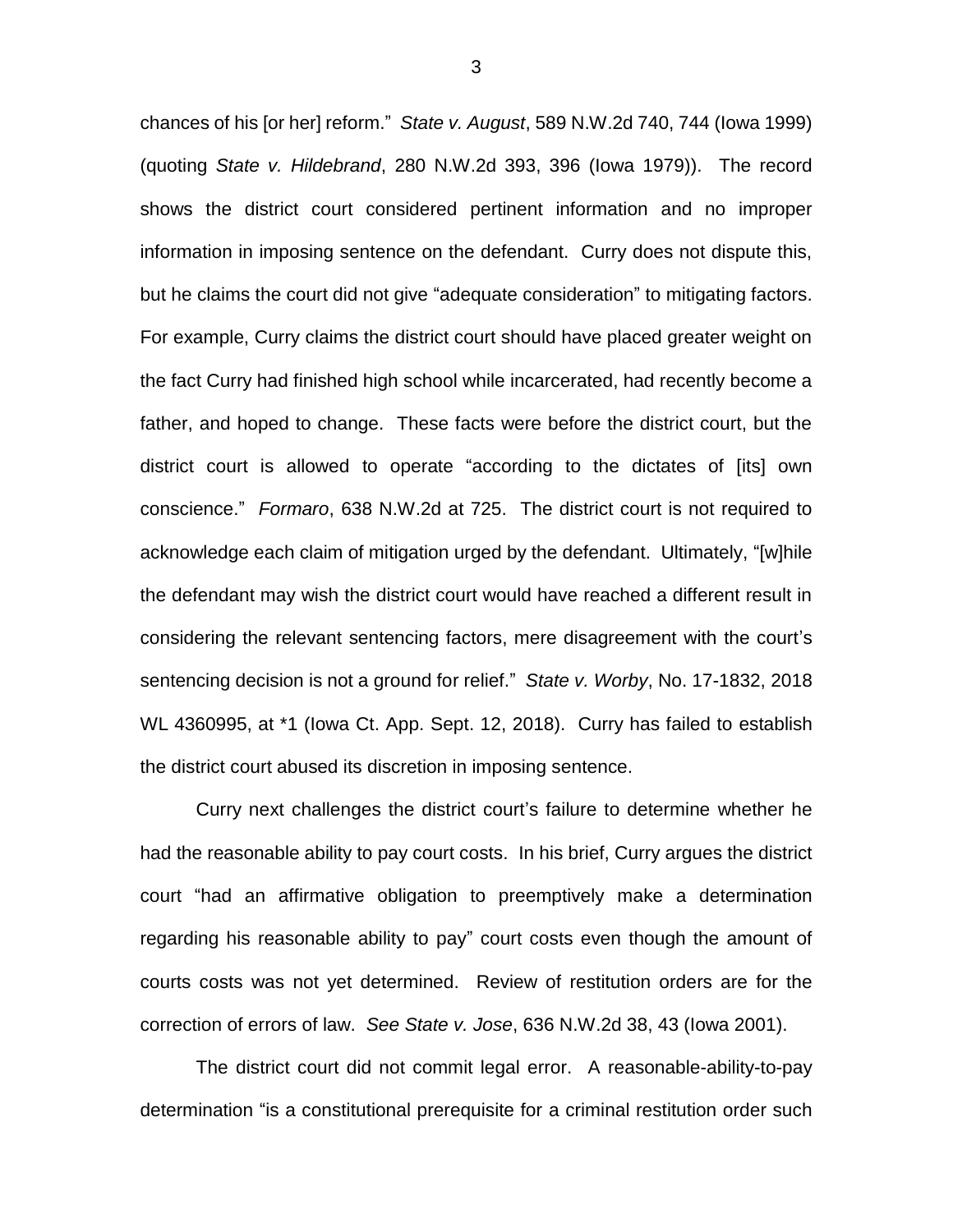chances of his [or her] reform." *State v. August*, 589 N.W.2d 740, 744 (Iowa 1999) (quoting *State v. Hildebrand*, 280 N.W.2d 393, 396 (Iowa 1979)). The record shows the district court considered pertinent information and no improper information in imposing sentence on the defendant. Curry does not dispute this, but he claims the court did not give "adequate consideration" to mitigating factors. For example, Curry claims the district court should have placed greater weight on the fact Curry had finished high school while incarcerated, had recently become a father, and hoped to change. These facts were before the district court, but the district court is allowed to operate "according to the dictates of [its] own conscience." *Formaro*, 638 N.W.2d at 725. The district court is not required to acknowledge each claim of mitigation urged by the defendant. Ultimately, "[w]hile the defendant may wish the district court would have reached a different result in considering the relevant sentencing factors, mere disagreement with the court's sentencing decision is not a ground for relief." *State v. Worby*, No. 17-1832, 2018 WL 4360995, at *1 (Iowa Ct. App. Sept. 12, 2018). Curry has failed to establish the district court abused its discretion in imposing sentence.

Curry next challenges the district court's failure to determine whether he had the reasonable ability to pay court costs. In his brief, Curry argues the district court "had an affirmative obligation to preemptively make a determination regarding his reasonable ability to pay" court costs even though the amount of courts costs was not yet determined. Review of restitution orders are for the correction of errors of law. *See State v. Jose*, 636 N.W.2d 38, 43 (Iowa 2001).

The district court did not commit legal error. A reasonable-ability-to-pay determination "is a constitutional prerequisite for a criminal restitution order such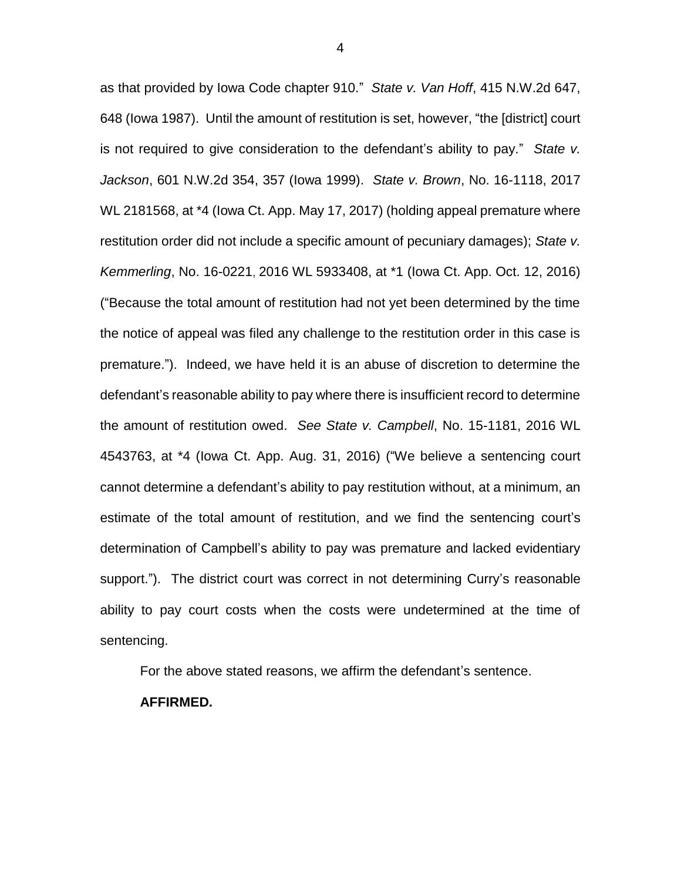as that provided by Iowa Code chapter 910." *State v. Van Hoff*, 415 N.W.2d 647, 648 (Iowa 1987). Until the amount of restitution is set, however, "the [district] court is not required to give consideration to the defendant's ability to pay." *State v. Jackson*, 601 N.W.2d 354, 357 (Iowa 1999). *State v. Brown*, No. 16-1118, 2017 WL 2181568, at *4 (Iowa Ct. App. May 17, 2017) (holding appeal premature where restitution order did not include a specific amount of pecuniary damages); *State v. Kemmerling*, No. 16-0221, 2016 WL 5933408, at *1 (Iowa Ct. App. Oct. 12, 2016) ("Because the total amount of restitution had not yet been determined by the time the notice of appeal was filed any challenge to the restitution order in this case is premature."). Indeed, we have held it is an abuse of discretion to determine the defendant's reasonable ability to pay where there is insufficient record to determine the amount of restitution owed. *See State v. Campbell*, No. 15-1181, 2016 WL 4543763, at *4 (Iowa Ct. App. Aug. 31, 2016) ("We believe a sentencing court cannot determine a defendant's ability to pay restitution without, at a minimum, an estimate of the total amount of restitution, and we find the sentencing court's determination of Campbell's ability to pay was premature and lacked evidentiary support."). The district court was correct in not determining Curry's reasonable ability to pay court costs when the costs were undetermined at the time of sentencing.

For the above stated reasons, we affirm the defendant's sentence.

**AFFIRMED.**